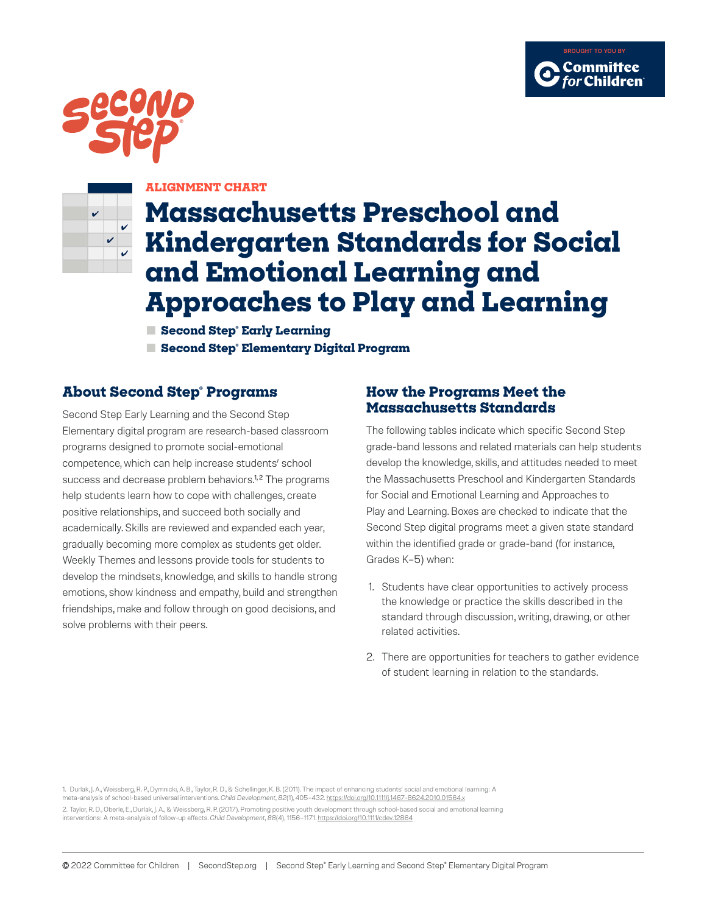BROUGHT TO YOU BY
Committee for Children

ALIGNMENT CHART

# Massachusetts Preschool and Kindergarten Standards for Social and Emotional Learning and Approaches to Play and Learning

- **Second Step® Early Learning**
- **Second Step® Elementary Digital Program**

## About Second Step® Programs

Second Step Early Learning and the Second Step Elementary digital program are research-based classroom programs designed to promote social-emotional competence, which can help increase students' school success and decrease problem behaviors.[1,2] The programs help students learn how to cope with challenges, create positive relationships, and succeed both socially and academically. Skills are reviewed and expanded each year, gradually becoming more complex as students get older. Weekly Themes and lessons provide tools for students to develop the mindsets, knowledge, and skills to handle strong emotions, show kindness and empathy, build and strengthen friendships, make and follow through on good decisions, and solve problems with their peers.

## How the Programs Meet the Massachusetts Standards

The following tables indicate which specific Second Step grade-band lessons and related materials can help students develop the knowledge, skills, and attitudes needed to meet the Massachusetts Preschool and Kindergarten Standards for Social and Emotional Learning and Approaches to Play and Learning. Boxes are checked to indicate that the Second Step digital programs meet a given state standard within the identified grade or grade-band (for instance, Grades K–5) when:

1. Students have clear opportunities to actively process the knowledge or practice the skills described in the standard through discussion, writing, drawing, or other related activities.
2. There are opportunities for teachers to gather evidence of student learning in relation to the standards.

1. Durlak, J. A., Weissberg, R. P., Dymnicki, A. B., Taylor, R. D., & Schellinger, K. B. (2011). The impact of enhancing students' social and emotional learning: A meta-analysis of school-based universal interventions. *Child Development, 82*(1), 405–432. https://doi.org/10.1111/j.1467-8624.2010.01564.x

2. Taylor, R. D., Oberle, E., Durlak, J. A., & Weissberg, R. P. (2017). Promoting positive youth development through school-based social and emotional learning interventions: A meta-analysis of follow-up effects. *Child Development, 88*(4), 1156–1171. https://doi.org/10.1111/cdev.12864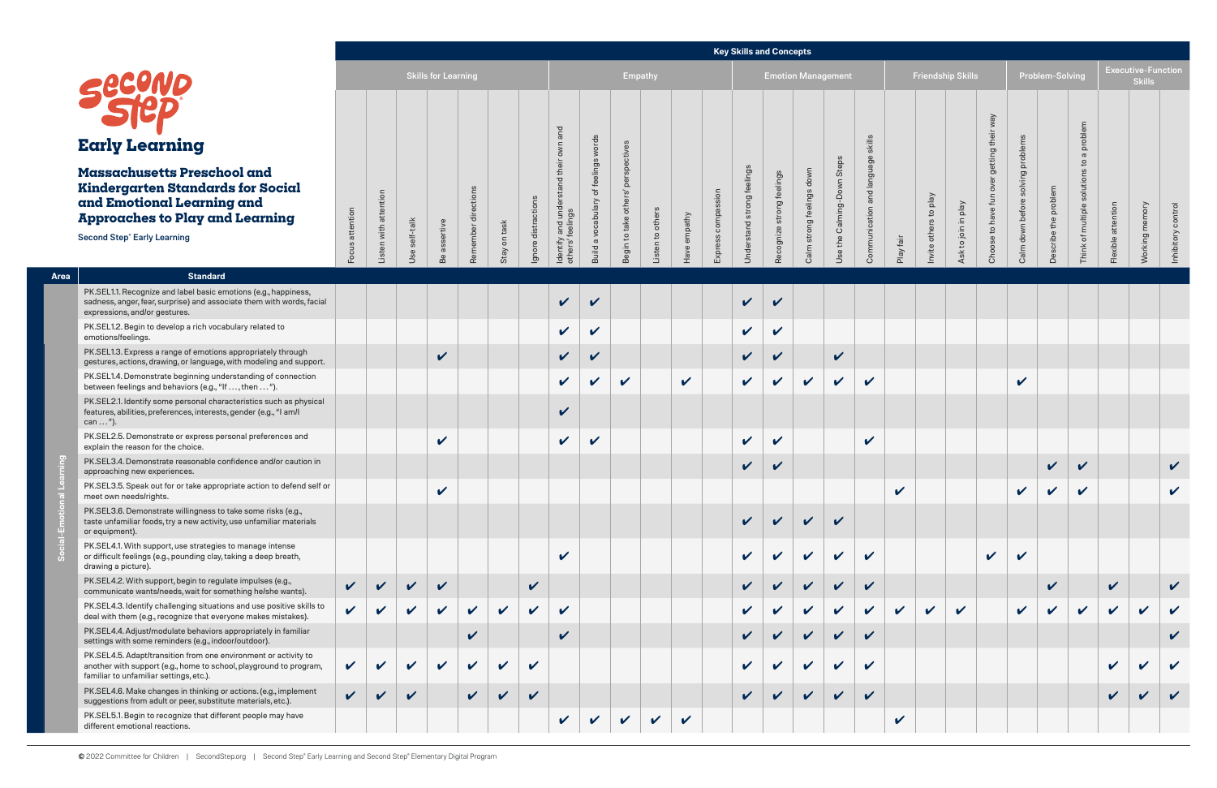# Second Step Early Learning

## Massachusetts Preschool and Kindergarten Standards for Social and Emotional Learning and Approaches to Play and Learning

Second Step® Early Learning

| Area | Standard | Key Skills and Concepts | | | | | | | | | | | | | | | | | | | | | | | | | | | |
|---|---|---|---|---|---|---|---|---|---|---|---|---|---|---|---|---|---|---|---|---|---|---|---|---|---|---|---|---|---|
| | | Skills for Learning | | | | | | | Empathy | | | | | | Emotion Management | | | | | Friendship Skills | | | | Problem-Solving | | | Executive-Function Skills | | |
| | | Focus attention | Listen with attention | Use self-talk | Be assertive | Remember directions | Stay on task | Ignore distractions | Identify and understand their own and others' feelings | Build a vocabulary of feelings words | Begin to take others' perspectives | Listen to others | Have empathy | Express compassion | Understand strong feelings | Recognize strong feelings | Calm strong feelings down | Use the Calming-Down Steps | Communication and language skills | Play fair | Invite others to play | Ask to join in play | Choose to have fun over getting their way | Calm down before solving problems | Describe the problem | Think of multiple solutions to a problem | Flexible attention | Working memory | Inhibitory control |
| Social-Emotional Learning | PK.SEL1.1. Recognize and label basic emotions (e.g., happiness, sadness, anger, fear, surprise) and associate them with words, facial expressions, and/or gestures. | | | | | | | | ✔ | ✔ | | | | | ✔ | ✔ | | | | | | | | | | | | | |
| | PK.SEL1.2. Begin to develop a rich vocabulary related to emotions/feelings. | | | | | | | | ✔ | ✔ | | | | | ✔ | ✔ | | | | | | | | | | | | | |
| | PK.SEL1.3. Express a range of emotions appropriately through gestures, actions, drawing, or language, with modeling and support. | | | | ✔ | | | | ✔ | ✔ | | | | | ✔ | ✔ | | ✔ | | | | | | | | | | | |
| | PK.SEL1.4. Demonstrate beginning understanding of connection between feelings and behaviors (e.g., "If . . . , then . . . "). | | | | | | | | ✔ | ✔ | ✔ | | ✔ | | ✔ | ✔ | ✔ | ✔ | ✔ | | | | | ✔ | | | | | |
| | PK.SEL2.1. Identify some personal characteristics such as physical features, abilities, preferences, interests, gender (e.g., "I am/I can . . . "). | | | | | | | | ✔ | | | | | | | | | | | | | | | | | | | | |
| | PK.SEL2.5. Demonstrate or express personal preferences and explain the reason for the choice. | | | | ✔ | | | | ✔ | ✔ | | | | | ✔ | ✔ | | | ✔ | | | | | | | | | | |
| | PK.SEL3.4. Demonstrate reasonable confidence and/or caution in approaching new experiences. | | | | | | | | | | | | | | ✔ | ✔ | | | | | | | | | ✔ | ✔ | | | ✔ |
| | PK.SEL3.5. Speak out for or take appropriate action to defend self or meet own needs/rights. | | | | ✔ | | | | | | | | | | | | | | | ✔ | | | | ✔ | ✔ | ✔ | | | ✔ |
| | PK.SEL3.6. Demonstrate willingness to take some risks (e.g., taste unfamiliar foods, try a new activity, use unfamiliar materials or equipment). | | | | | | | | | | | | | | ✔ | ✔ | ✔ | ✔ | | | | | | | | | | | |
| | PK.SEL4.1. With support, use strategies to manage intense or difficult feelings (e.g., pounding clay, taking a deep breath, drawing a picture). | | | | | | | | ✔ | | | | | | ✔ | ✔ | ✔ | ✔ | ✔ | | | | ✔ | ✔ | | | | | |
| | PK.SEL4.2. With support, begin to regulate impulses (e.g., communicate wants/needs, wait for something he/she wants). | ✔ | ✔ | ✔ | ✔ | | | ✔ | | | | | | | ✔ | ✔ | ✔ | ✔ | ✔ | | | | | | ✔ | | ✔ | | ✔ |
| | PK.SEL4.3. Identify challenging situations and use positive skills to deal with them (e.g., recognize that everyone makes mistakes). | ✔ | ✔ | ✔ | ✔ | ✔ | ✔ | ✔ | ✔ | | | | | | ✔ | ✔ | ✔ | ✔ | ✔ | ✔ | ✔ | ✔ | | ✔ | ✔ | ✔ | ✔ | ✔ | ✔ |
| | PK.SEL4.4. Adjust/modulate behaviors appropriately in familiar settings with some reminders (e.g., indoor/outdoor). | | | | | ✔ | | | ✔ | | | | | | ✔ | ✔ | ✔ | ✔ | ✔ | | | | | | | | | | ✔ |
| | PK.SEL4.5. Adapt/transition from one environment or activity to another with support (e.g., home to school, playground to program, familiar to unfamiliar settings, etc.). | ✔ | ✔ | ✔ | ✔ | ✔ | ✔ | ✔ | | | | | | | ✔ | ✔ | ✔ | ✔ | ✔ | | | | | | | | ✔ | ✔ | ✔ |
| | PK.SEL4.6. Make changes in thinking or actions. (e.g., implement suggestions from adult or peer, substitute materials, etc.). | ✔ | ✔ | ✔ | | ✔ | ✔ | ✔ | | | | | | | ✔ | ✔ | ✔ | ✔ | ✔ | | | | | | | | ✔ | ✔ | ✔ |
| | PK.SEL5.1. Begin to recognize that different people may have different emotional reactions. | | | | | | | | ✔ | ✔ | ✔ | ✔ | ✔ | | | | | | | ✔ | | | | | | | | | |

© 2022 Committee for Children | SecondStep.org | Second Step® Early Learning and Second Step® Elementary Digital Program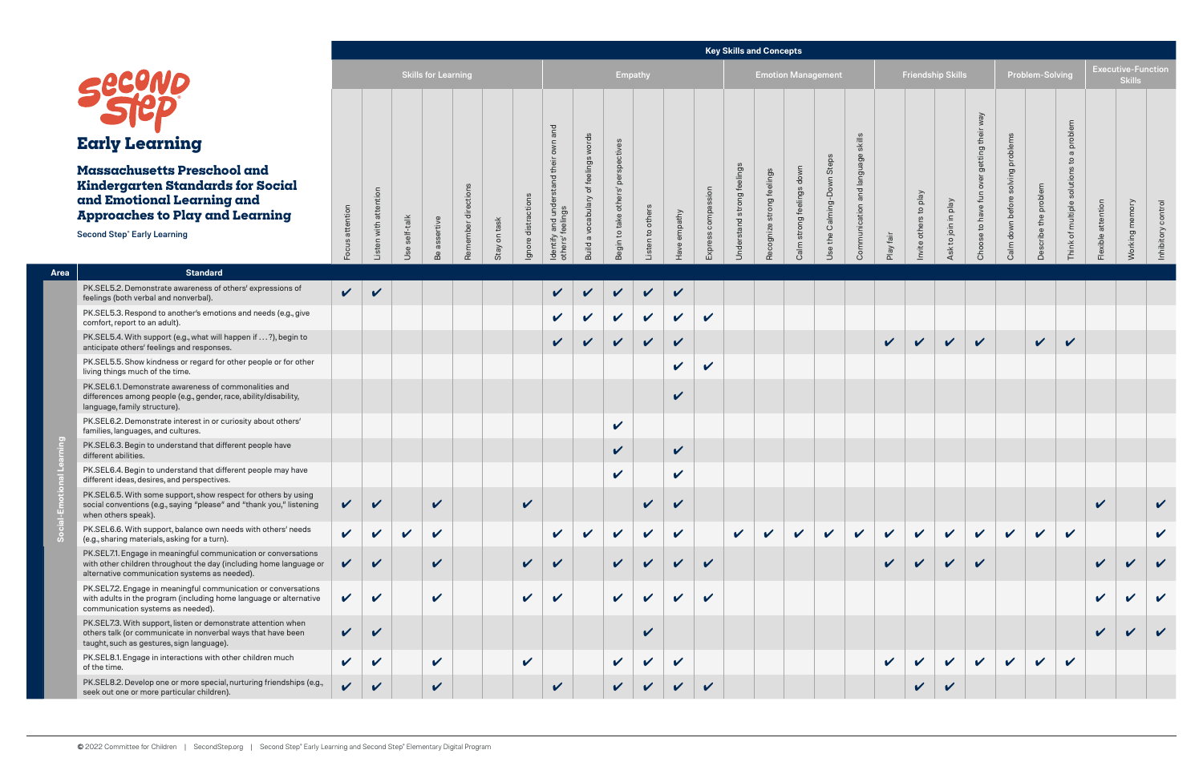# Second Step Early Learning

## Massachusetts Preschool and Kindergarten Standards for Social and Emotional Learning and Approaches to Play and Learning

Second Step® Early Learning

**Key Skills and Concepts**

| Area | Standard | Skills for Learning | | | | | | | Empathy | | | | | | Emotion Management | | | | | Friendship Skills | | | | Problem-Solving | | | Executive-Function Skills | | |
|---|---|---|---|---|---|---|---|---|---|---|---|---|---|---|---|---|---|---|---|---|---|---|---|---|---|---|---|---|---|
| | | Focus attention | Listen with attention | Use self-talk | Be assertive | Remember directions | Stay on task | Ignore distractions | Identify and understand their own and others' feelings | Build a vocabulary of feelings words | Begin to take others' perspectives | Listen to others | Have empathy | Express compassion | Understand strong feelings | Recognize strong feelings | Calm strong feelings down | Use the Calming-Down Steps | Communication and language skills | Play fair | Invite others to play | Ask to join in play | Choose to have fun over getting their way | Calm down before solving problems | Describe the problem | Think of multiple solutions to a problem | Flexible attention | Working memory | Inhibitory control |
| Social-Emotional Learning | PK.SEL5.2. Demonstrate awareness of others' expressions of feelings (both verbal and nonverbal). | ✔ | ✔ | | | | | | ✔ | ✔ | ✔ | ✔ | ✔ | | | | | | | | | | | | | | | | |
| | PK.SEL5.3. Respond to another's emotions and needs (e.g., give comfort, report to an adult). | | | | | | | | ✔ | ✔ | ✔ | ✔ | ✔ | ✔ | | | | | | | | | | | | | | | |
| | PK.SEL5.4. With support (e.g., what will happen if . . . ?), begin to anticipate others' feelings and responses. | | | | | | | | ✔ | ✔ | ✔ | ✔ | ✔ | | | | | | | ✔ | ✔ | ✔ | ✔ | | ✔ | ✔ | | | |
| | PK.SEL5.5. Show kindness or regard for other people or for other living things much of the time. | | | | | | | | | | | | ✔ | ✔ | | | | | | | | | | | | | | | |
| | PK.SEL6.1. Demonstrate awareness of commonalities and differences among people (e.g., gender, race, ability/disability, language, family structure). | | | | | | | | | | | | ✔ | | | | | | | | | | | | | | | | |
| | PK.SEL6.2. Demonstrate interest in or curiosity about others' families, languages, and cultures. | | | | | | | | | | ✔ | | | | | | | | | | | | | | | | | | |
| | PK.SEL6.3. Begin to understand that different people have different abilities. | | | | | | | | | | ✔ | | ✔ | | | | | | | | | | | | | | | | |
| | PK.SEL6.4. Begin to understand that different people may have different ideas, desires, and perspectives. | | | | | | | | | | ✔ | | ✔ | | | | | | | | | | | | | | | | |
| | PK.SEL6.5. With some support, show respect for others by using social conventions (e.g., saying "please" and "thank you," listening when others speak). | ✔ | ✔ | | ✔ | | | ✔ | | | | ✔ | ✔ | | | | | | | | | | | | | | ✔ | | ✔ |
| | PK.SEL6.6. With support, balance own needs with others' needs (e.g., sharing materials, asking for a turn). | ✔ | ✔ | ✔ | ✔ | | | | ✔ | ✔ | ✔ | ✔ | ✔ | | ✔ | ✔ | ✔ | ✔ | ✔ | ✔ | ✔ | ✔ | ✔ | ✔ | ✔ | ✔ | | | ✔ |
| | PK.SEL7.1. Engage in meaningful communication or conversations with other children throughout the day (including home language or alternative communication systems as needed). | ✔ | ✔ | | ✔ | | | ✔ | ✔ | | ✔ | ✔ | ✔ | ✔ | | | | | | ✔ | ✔ | ✔ | ✔ | | | | ✔ | ✔ | ✔ |
| | PK.SEL7.2. Engage in meaningful communication or conversations with adults in the program (including home language or alternative communication systems as needed). | ✔ | ✔ | | ✔ | | | ✔ | ✔ | | ✔ | ✔ | ✔ | ✔ | | | | | | | | | | | | | ✔ | ✔ | ✔ |
| | PK.SEL7.3. With support, listen or demonstrate attention when others talk (or communicate in nonverbal ways that have been taught, such as gestures, sign language). | ✔ | ✔ | | | | | | | | | ✔ | | | | | | | | | | | | | | | ✔ | ✔ | ✔ |
| | PK.SEL8.1. Engage in interactions with other children much of the time. | ✔ | ✔ | | ✔ | | | ✔ | | | ✔ | ✔ | ✔ | | | | | | | ✔ | ✔ | ✔ | ✔ | ✔ | ✔ | ✔ | | | |
| | PK.SEL8.2. Develop one or more special, nurturing friendships (e.g., seek out one or more particular children). | ✔ | ✔ | | ✔ | | | | ✔ | | ✔ | ✔ | ✔ | ✔ | | | | | | | ✔ | ✔ | | | | | | | |

© 2022 Committee for Children | SecondStep.org | Second Step® Early Learning and Second Step® Elementary Digital Program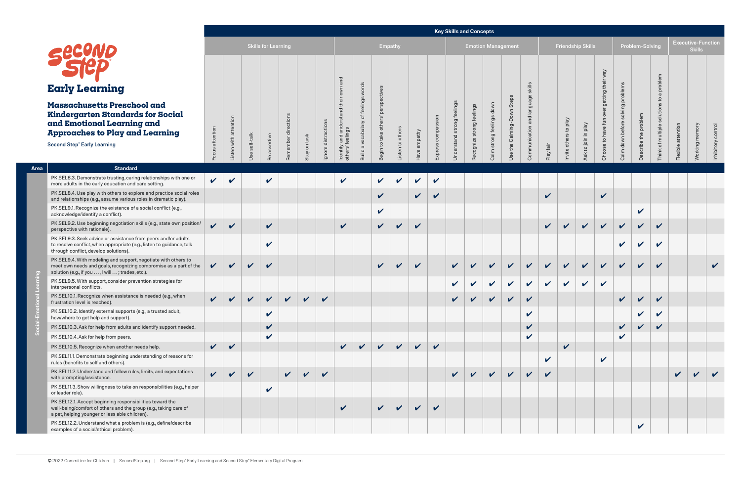# Second Step Early Learning

## Massachusetts Preschool and Kindergarten Standards for Social and Emotional Learning and Approaches to Play and Learning

Second Step® Early Learning

| | | Key Skills and Concepts | | | | | | | | | | | | | | | | | | | | | | | | | | | |
|---|---|---|---|---|---|---|---|---|---|---|---|---|---|---|---|---|---|---|---|---|---|---|---|---|---|---|---|---|---|
| | | Skills for Learning | | | | | | | Empathy | | | | | | Emotion Management | | | | | Friendship Skills | | | | Problem-Solving | | | Executive-Function Skills | | |
| **Area** | **Standard** | Focus attention | Listen with attention | Use self-talk | Be assertive | Remember directions | Stay on task | Ignore distractions | Identify and understand their own and others' feelings | Build a vocabulary of feelings words | Begin to take others' perspectives | Listen to others | Have empathy | Express compassion | Understand strong feelings | Recognize strong feelings | Calm strong feelings down | Use the Calming-Down Steps | Communication and language skills | Play fair | Invite others to play | Ask to join in play | Choose to have fun over getting their way | Calm down before solving problems | Describe the problem | Think of multiple solutions to a problem | Flexible attention | Working memory | Inhibitory control |
| Social-Emotional Learning | PK.SEL8.3. Demonstrate trusting, caring relationships with one or more adults in the early education and care setting. | ✔ | ✔ | | ✔ | | | | ✔ | | ✔ | ✔ | ✔ | ✔ | | | | | | | | | | | | | | | |
| | PK.SEL8.4. Use play with others to explore and practice social roles and relationships (e.g., assume various roles in dramatic play). | | | | | | | | | | ✔ | | ✔ | ✔ | | | | | | ✔ | | | ✔ | | | | | | |
| | PK.SEL9.1. Recognize the existence of a social conflict (e.g., acknowledge/identify a conflict). | | | | | | | | | | ✔ | | | | | | | | | | | | | | ✔ | | | | |
| | PK.SEL9.2. Use beginning negotiation skills (e.g., state own position/perspective with rationale). | ✔ | ✔ | | ✔ | | | | ✔ | | ✔ | ✔ | ✔ | | | | | | | ✔ | ✔ | ✔ | ✔ | ✔ | ✔ | ✔ | | | |
| | PK.SEL9.3. Seek advice or assistance from peers and/or adults to resolve conflict, when appropriate (e.g., listen to guidance, talk through conflict, develop solutions). | | | | ✔ | | | | | | | | | | | | | | | | | | | ✔ | ✔ | ✔ | | | |
| | PK.SEL9.4. With modeling and support, negotiate with others to meet own needs and goals, recognizing compromise as a part of the solution (e.g., if you . . . , I will . . . ; trades, etc.). | ✔ | ✔ | ✔ | ✔ | | | | | | ✔ | ✔ | ✔ | | ✔ | ✔ | ✔ | ✔ | ✔ | ✔ | ✔ | ✔ | ✔ | ✔ | ✔ | ✔ | | | ✔ |
| | PK.SEL9.5. With support, consider prevention strategies for interpersonal conflicts. | | | | | | | | | | | | | | ✔ | ✔ | ✔ | ✔ | ✔ | ✔ | ✔ | ✔ | ✔ | | | | | | |
| | PK.SEL10.1. Recognize when assistance is needed (e.g., when frustration level is reached). | ✔ | ✔ | ✔ | ✔ | ✔ | ✔ | ✔ | | | | | | | ✔ | ✔ | ✔ | ✔ | ✔ | | | | | ✔ | ✔ | ✔ | | | |
| | PK.SEL10.2. Identify external supports (e.g., a trusted adult, how/where to get help and support). | | | | ✔ | | | | | | | | | | | | | | ✔ | | | | | | ✔ | ✔ | | | |
| | PK.SEL10.3. Ask for help from adults and identify support needed. | | | | ✔ | | | | | | | | | | | | | | ✔ | | | | | ✔ | ✔ | ✔ | | | |
| | PK.SEL10.4. Ask for help from peers. | | | | ✔ | | | | | | | | | | | | | | ✔ | | | | | ✔ | | | | | |
| | PK.SEL10.5. Recognize when another needs help. | ✔ | ✔ | | | | | | ✔ | ✔ | ✔ | ✔ | ✔ | ✔ | | | | | | | ✔ | | | | | | | | |
| | PK.SEL11.1. Demonstrate beginning understanding of reasons for rules (benefits to self and others). | | | | | | | | | | | | | | | | | | | ✔ | | | ✔ | | | | | | |
| | PK.SEL11.2. Understand and follow rules, limits, and expectations with prompting/assistance. | ✔ | ✔ | ✔ | | ✔ | ✔ | ✔ | | | | | | | ✔ | ✔ | ✔ | ✔ | ✔ | ✔ | | | | | | | ✔ | ✔ | ✔ |
| | PK.SEL11.3. Show willingness to take on responsibilities (e.g., helper or leader role). | | | | ✔ | | | | | | | | | | | | | | | | | | | | | | | | |
| | PK.SEL12.1. Accept beginning responsibilities toward the well-being/comfort of others and the group (e.g., taking care of a pet, helping younger or less able children). | | | | | | | | ✔ | | ✔ | ✔ | ✔ | ✔ | | | | | | | | | | | | | | | |
| | PK.SEL12.2. Understand what a problem is (e.g., define/describe examples of a social/ethical problem). | | | | | | | | | | | | | | | | | | | | | | | | ✔ | | | | |

© 2022 Committee for Children | SecondStep.org | Second Step® Early Learning and Second Step® Elementary Digital Program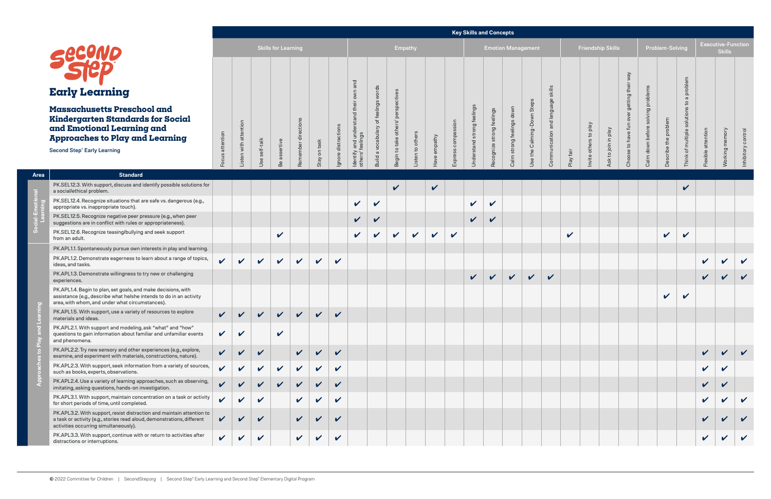# Second Step Early Learning

## Massachusetts Preschool and Kindergarten Standards for Social and Emotional Learning and Approaches to Play and Learning

Second Step® Early Learning

| | | Key Skills and Concepts | | | | | | | | | | | | | | | | | | | | | | | | | | | |
|---|---|---|---|---|---|---|---|---|---|---|---|---|---|---|---|---|---|---|---|---|---|---|---|---|---|---|---|---|---|
| | | Skills for Learning | | | | | | | Empathy | | | | | | Emotion Management | | | | | Friendship Skills | | | | Problem-Solving | | | Executive-Function Skills | | |
| **Area** | **Standard** | Focus attention | Listen with attention | Use self-talk | Be assertive | Remember directions | Stay on task | Ignore distractions | Identify and understand their own and others' feelings | Build a vocabulary of feelings words | Begin to take others' perspectives | Listen to others | Have empathy | Express compassion | Understand strong feelings | Recognize strong feelings | Calm strong feelings down | Use the Calming-Down Steps | Communication and language skills | Play fair | Invite others to play | Ask to join in play | Choose to have fun over getting their way | Calm down before solving problems | Describe the problem | Think of multiple solutions to a problem | Flexible attention | Working memory | Inhibitory control |
| Social-Emotional Learning | PK.SEL12.3. With support, discuss and identify possible solutions for a social/ethical problem. | | | | | | | | | | ✔ | | ✔ | | | | | | | | | | | | | ✔ | | | |
| | PK.SEL12.4. Recognize situations that are safe vs. dangerous (e.g., appropriate vs. inappropriate touch). | | | | | | | | ✔ | ✔ | | | | | ✔ | ✔ | | | | | | | | | | | | | |
| | PK.SEL12.5. Recognize negative peer pressure (e.g., when peer suggestions are in conflict with rules or appropriateness). | | | | | | | | ✔ | ✔ | | | | | ✔ | ✔ | | | | | | | | | | | | | |
| | PK.SEL12.6. Recognize teasing/bullying and seek support from an adult. | | | | ✔ | | | | ✔ | ✔ | ✔ | ✔ | ✔ | ✔ | | | | | | ✔ | | | | | ✔ | ✔ | | | |
| Approaches to Play and Learning | PK.APL1.1. Spontaneously pursue own interests in play and learning. | | | | | | | | | | | | | | | | | | | | | | | | | | | | |
| | PK.APL1.2. Demonstrate eagerness to learn about a range of topics, ideas, and tasks. | ✔ | ✔ | ✔ | ✔ | ✔ | ✔ | ✔ | | | | | | | | | | | | | | | | | | | ✔ | ✔ | ✔ |
| | PK.APL1.3. Demonstrate willingness to try new or challenging experiences. | | | | | | | | | | | | | | ✔ | ✔ | ✔ | ✔ | ✔ | | | | | | | | ✔ | ✔ | ✔ |
| | PK.APL1.4. Begin to plan, set goals, and make decisions, with assistance (e.g., describe what he/she intends to do in an activity area, with whom, and under what circumstances). | | | | | | | | | | | | | | | | | | | | | | | | ✔ | ✔ | | | |
| | PK.APL1.5. With support, use a variety of resources to explore materials and ideas. | ✔ | ✔ | ✔ | ✔ | ✔ | ✔ | ✔ | | | | | | | | | | | | | | | | | | | | | |
| | PK.APL2.1. With support and modeling, ask "what" and "how" questions to gain information about familiar and unfamiliar events and phenomena. | ✔ | ✔ | | ✔ | | | | | | | | | | | | | | | | | | | | | | | | |
| | PK.APL2.2. Try new sensory and other experiences (e.g., explore, examine, and experiment with materials, constructions, nature). | ✔ | ✔ | ✔ | | ✔ | ✔ | ✔ | | | | | | | | | | | | | | | | | | | ✔ | ✔ | ✔ |
| | PK.APL2.3. With support, seek information from a variety of sources, such as books, experts, observations. | ✔ | ✔ | ✔ | ✔ | ✔ | ✔ | ✔ | | | | | | | | | | | | | | | | | | | ✔ | ✔ | |
| | PK.APL2.4. Use a variety of learning approaches, such as observing, imitating, asking questions, hands-on investigation. | ✔ | ✔ | ✔ | ✔ | ✔ | ✔ | ✔ | | | | | | | | | | | | | | | | | | | ✔ | ✔ | |
| | PK.APL3.1. With support, maintain concentration on a task or activity for short periods of time, until completed. | ✔ | ✔ | ✔ | | ✔ | ✔ | ✔ | | | | | | | | | | | | | | | | | | | ✔ | ✔ | ✔ |
| | PK.APL3.2. With support, resist distraction and maintain attention to a task or activity (e.g., stories read aloud, demonstrations, different activities occurring simultaneously). | ✔ | ✔ | ✔ | | ✔ | ✔ | ✔ | | | | | | | | | | | | | | | | | | | ✔ | ✔ | ✔ |
| | PK.APL3.3. With support, continue with or return to activities after distractions or interruptions. | ✔ | ✔ | ✔ | | ✔ | ✔ | ✔ | | | | | | | | | | | | | | | | | | | ✔ | ✔ | ✔ |

© 2022 Committee for Children | SecondStep.org | Second Step® Early Learning and Second Step® Elementary Digital Program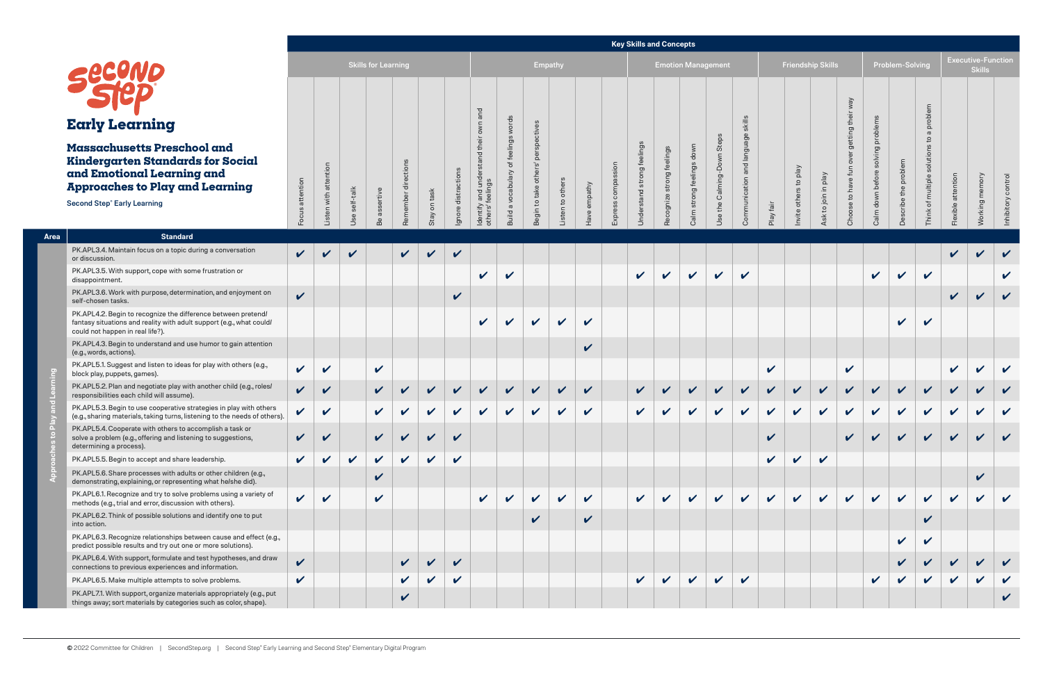# Second Step

## Early Learning

### Massachusetts Preschool and Kindergarten Standards for Social and Emotional Learning and Approaches to Play and Learning

Second Step® Early Learning

| Area | Standard | Key Skills and Concepts | | | | | | | | | | | | | | | | | | | | | | | | | | | |
|---|---|---|---|---|---|---|---|---|---|---|---|---|---|---|---|---|---|---|---|---|---|---|---|---|---|---|---|---|---|
| | | Skills for Learning | | | | | | | Empathy | | | | | | Emotion Management | | | | | Friendship Skills | | | | Problem-Solving | | | Executive-Function Skills | | |
| | | Focus attention | Listen with attention | Use self-talk | Be assertive | Remember directions | Stay on task | Ignore distractions | Identify and understand their own and others' feelings | Build a vocabulary of feelings words | Begin to take others' perspectives | Listen to others | Have empathy | Express compassion | Understand strong feelings | Recognize strong feelings | Calm strong feelings down | Use the Calming-Down Steps | Communication and language skills | Play fair | Invite others to play | Ask to join in play | Choose to have fun over getting their way | Calm down before solving problems | Describe the problem | Think of multiple solutions to a problem | Flexible attention | Working memory | Inhibitory control |
| Approaches to Play and Learning | PK.APL3.4. Maintain focus on a topic during a conversation or discussion. | ✔ | ✔ | ✔ | | ✔ | ✔ | ✔ | | | | | | | | | | | | | | | | | | | ✔ | ✔ | ✔ |
| | PK.APL3.5. With support, cope with some frustration or disappointment. | | | | | | | | ✔ | ✔ | | | | | ✔ | ✔ | ✔ | ✔ | ✔ | | | | | ✔ | ✔ | ✔ | | | ✔ |
| | PK.APL3.6. Work with purpose, determination, and enjoyment on self-chosen tasks. | ✔ | | | | | | ✔ | | | | | | | | | | | | | | | | | | | ✔ | ✔ | ✔ |
| | PK.APL4.2. Begin to recognize the difference between pretend/fantasy situations and reality with adult support (e.g., what could/could not happen in real life?). | | | | | | | | ✔ | ✔ | ✔ | ✔ | ✔ | | | | | | | | | | | | ✔ | ✔ | | | |
| | PK.APL4.3. Begin to understand and use humor to gain attention (e.g., words, actions). | | | | | | | | | | | | ✔ | | | | | | | | | | | | | | | | |
| | PK.APL5.1. Suggest and listen to ideas for play with others (e.g., block play, puppets, games). | ✔ | ✔ | | ✔ | | | | | | | | | | | | | | | ✔ | | | ✔ | | | | ✔ | ✔ | ✔ |
| | PK.APL5.2. Plan and negotiate play with another child (e.g., roles/responsibilities each child will assume). | ✔ | ✔ | | ✔ | ✔ | ✔ | ✔ | ✔ | ✔ | ✔ | ✔ | ✔ | | ✔ | ✔ | ✔ | ✔ | ✔ | ✔ | ✔ | ✔ | ✔ | ✔ | ✔ | ✔ | ✔ | ✔ | ✔ |
| | PK.APL5.3. Begin to use cooperative strategies in play with others (e.g., sharing materials, taking turns, listening to the needs of others). | ✔ | ✔ | | ✔ | ✔ | ✔ | ✔ | ✔ | ✔ | ✔ | ✔ | ✔ | | ✔ | ✔ | ✔ | ✔ | ✔ | ✔ | ✔ | ✔ | ✔ | ✔ | ✔ | ✔ | ✔ | ✔ | ✔ |
| | PK.APL5.4. Cooperate with others to accomplish a task or solve a problem (e.g., offering and listening to suggestions, determining a process). | ✔ | ✔ | | ✔ | ✔ | ✔ | ✔ | | | | | | | | | | | | ✔ | | | ✔ | ✔ | ✔ | ✔ | ✔ | ✔ | ✔ |
| | PK.APL5.5. Begin to accept and share leadership. | ✔ | ✔ | ✔ | ✔ | ✔ | ✔ | ✔ | | | | | | | | | | | | ✔ | ✔ | ✔ | | | | | | | |
| | PK.APL5.6. Share processes with adults or other children (e.g., demonstrating, explaining, or representing what he/she did). | | | | ✔ | | | | | | | | | | | | | | | | | | | | | | | ✔ | |
| | PK.APL6.1. Recognize and try to solve problems using a variety of methods (e.g., trial and error, discussion with others). | ✔ | ✔ | | ✔ | | | | ✔ | ✔ | ✔ | ✔ | ✔ | | ✔ | ✔ | ✔ | ✔ | ✔ | ✔ | ✔ | ✔ | ✔ | ✔ | ✔ | ✔ | ✔ | ✔ | ✔ |
| | PK.APL6.2. Think of possible solutions and identify one to put into action. | | | | | | | | | | ✔ | | ✔ | | | | | | | | | | | | | ✔ | | | |
| | PK.APL6.3. Recognize relationships between cause and effect (e.g., predict possible results and try out one or more solutions). | | | | | | | | | | | | | | | | | | | | | | | | ✔ | ✔ | | | |
| | PK.APL6.4. With support, formulate and test hypotheses, and draw connections to previous experiences and information. | ✔ | | | | ✔ | ✔ | ✔ | | | | | | | | | | | | | | | | | ✔ | ✔ | ✔ | ✔ | ✔ |
| | PK.APL6.5. Make multiple attempts to solve problems. | ✔ | | | | ✔ | ✔ | ✔ | | | | | | | ✔ | ✔ | ✔ | ✔ | ✔ | | | | | ✔ | ✔ | ✔ | ✔ | ✔ | ✔ |
| | PK.APL7.1. With support, organize materials appropriately (e.g., put things away; sort materials by categories such as color, shape). | | | | | ✔ | | | | | | | | | | | | | | | | | | | | | | | ✔ |

© 2022 Committee for Children | SecondStep.org | Second Step® Early Learning and Second Step® Elementary Digital Program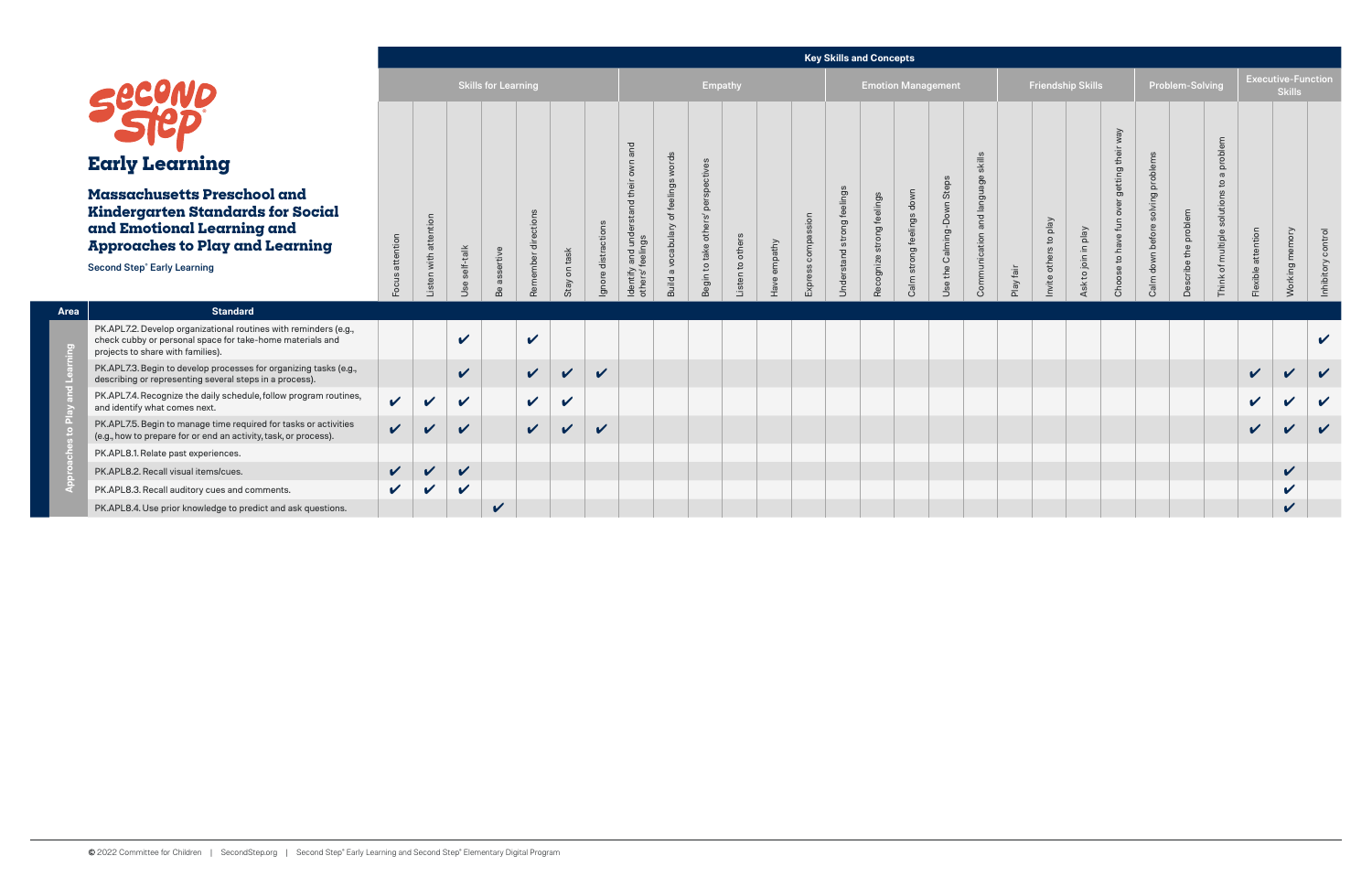# Second Step® Early Learning

## Massachusetts Preschool and Kindergarten Standards for Social and Emotional Learning and Approaches to Play and Learning

**Second Step® Early Learning**

| Area | Standard | Skills for Learning | | | | | | | Empathy | | | | | | Emotion Management | | | | | Friendship Skills | | | | Problem-Solving | | | Executive-Function Skills | | |
|---|---|---|---|---|---|---|---|---|---|---|---|---|---|---|---|---|---|---|---|---|---|---|---|---|---|---|---|---|---|
| | | Focus attention | Listen with attention | Use self-talk | Be assertive | Remember directions | Stay on task | Ignore distractions | Identify and understand their own and others' feelings | Build a vocabulary of feelings words | Begin to take others' perspectives | Listen to others | Have empathy | Express compassion | Understand strong feelings | Recognize strong feelings | Calm strong feelings down | Use the Calming-Down Steps | Communication and language skills | Play fair | Invite others to play | Ask to join in play | Choose to have fun over getting their way | Calm down before solving problems | Describe the problem | Think of multiple solutions to a problem | Flexible attention | Working memory | Inhibitory control |
| Approaches to Play and Learning | PK.APL7.2. Develop organizational routines with reminders (e.g., check cubby or personal space for take-home materials and projects to share with families). | | | ✔ | | ✔ | | | | | | | | | | | | | | | | | | | | | | | ✔ |
| | PK.APL7.3. Begin to develop processes for organizing tasks (e.g., describing or representing several steps in a process). | | | ✔ | | ✔ | ✔ | ✔ | | | | | | | | | | | | | | | | | | | ✔ | ✔ | ✔ |
| | PK.APL7.4. Recognize the daily schedule, follow program routines, and identify what comes next. | ✔ | ✔ | ✔ | | ✔ | ✔ | | | | | | | | | | | | | | | | | | | | ✔ | ✔ | ✔ |
| | PK.APL7.5. Begin to manage time required for tasks or activities (e.g., how to prepare for or end an activity, task, or process). | ✔ | ✔ | ✔ | | ✔ | ✔ | ✔ | | | | | | | | | | | | | | | | | | | ✔ | ✔ | ✔ |
| | PK.APL8.1. Relate past experiences. | | | | | | | | | | | | | | | | | | | | | | | | | | | | |
| | PK.APL8.2. Recall visual items/cues. | ✔ | ✔ | ✔ | | | | | | | | | | | | | | | | | | | | | | | | ✔ | |
| | PK.APL8.3. Recall auditory cues and comments. | ✔ | ✔ | ✔ | | | | | | | | | | | | | | | | | | | | | | | | ✔ | |
| | PK.APL8.4. Use prior knowledge to predict and ask questions. | | | | ✔ | | | | | | | | | | | | | | | | | | | | | | | ✔ | |

© 2022 Committee for Children | SecondStep.org | Second Step® Early Learning and Second Step® Elementary Digital Program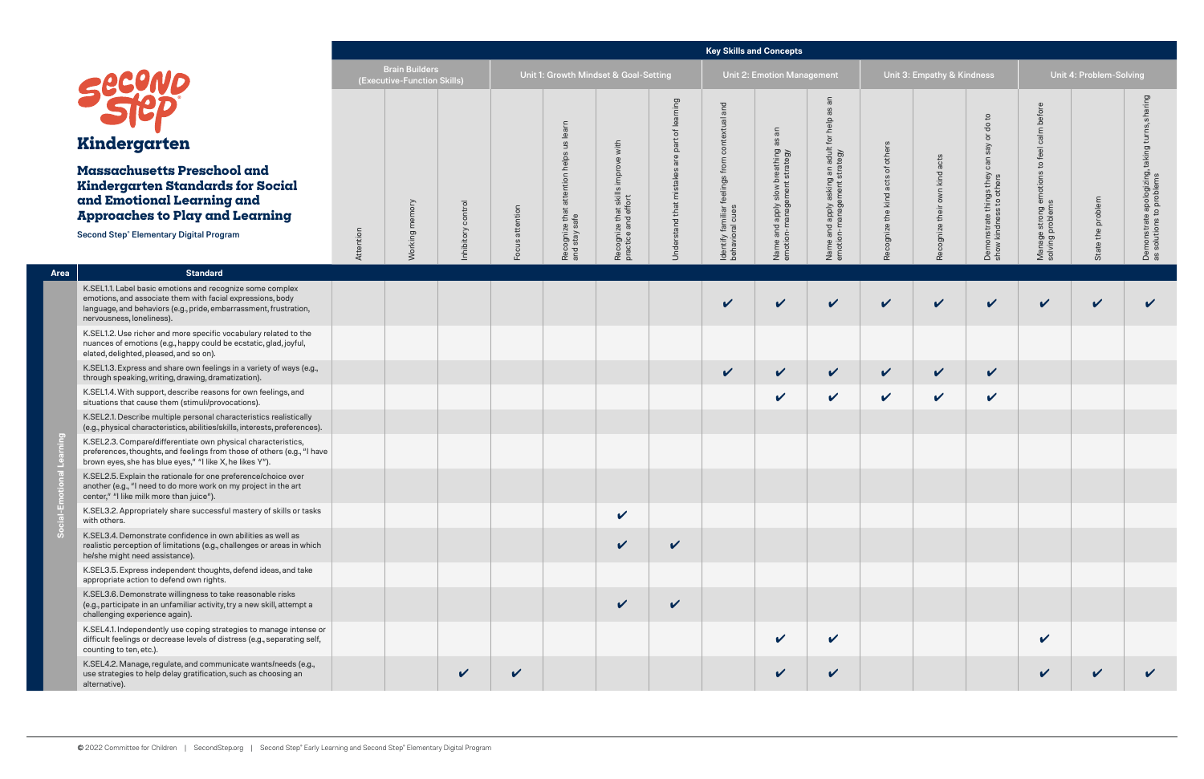# Second Step Kindergarten

## Massachusetts Preschool and Kindergarten Standards for Social and Emotional Learning and Approaches to Play and Learning

Second Step® Elementary Digital Program

| Area | Standard | Key Skills and Concepts | | | | | | | | | | | | | | | |
|---|---|---|---|---|---|---|---|---|---|---|---|---|---|---|---|---|---|
| | | Brain Builders (Executive-Function Skills) | | | Unit 1: Growth Mindset & Goal-Setting | | | | Unit 2: Emotion Management | | | Unit 3: Empathy & Kindness | | | Unit 4: Problem-Solving | | |
| | | Attention | Working memory | Inhibitory control | Focus attention | Recognize that attention helps us learn and stay safe | Recognize that skills improve with practice and effort | Understand that mistakes are part of learning | Identify familiar feelings from contextual and behavioral cues | Name and apply slow breathing as an emotion-management strategy | Name and apply asking an adult for help as an emotion-management strategy | Recognize the kind acts of others | Recognize their own kind acts | Demonstrate things they can say or do to show kindness to others | Manage strong emotions to feel calm before solving problems | State the problem | Demonstrate apologizing, taking turns, sharing as solutions to problems |
| Social-Emotional Learning | K.SEL1.1. Label basic emotions and recognize some complex emotions, and associate them with facial expressions, body language, and behaviors (e.g., pride, embarrassment, frustration, nervousness, loneliness). | | | | | | | | ✔ | ✔ | ✔ | ✔ | ✔ | ✔ | ✔ | ✔ | ✔ |
| Social-Emotional Learning | K.SEL1.2. Use richer and more specific vocabulary related to the nuances of emotions (e.g., happy could be ecstatic, glad, joyful, elated, delighted, pleased, and so on). | | | | | | | | | | | | | | | | |
| Social-Emotional Learning | K.SEL1.3. Express and share own feelings in a variety of ways (e.g., through speaking, writing, drawing, dramatization). | | | | | | | | ✔ | ✔ | ✔ | ✔ | ✔ | ✔ | | | |
| Social-Emotional Learning | K.SEL1.4. With support, describe reasons for own feelings, and situations that cause them (stimuli/provocations). | | | | | | | | | ✔ | ✔ | ✔ | ✔ | ✔ | | | |
| Social-Emotional Learning | K.SEL2.1. Describe multiple personal characteristics realistically (e.g., physical characteristics, abilities/skills, interests, preferences). | | | | | | | | | | | | | | | | |
| Social-Emotional Learning | K.SEL2.3. Compare/differentiate own physical characteristics, preferences, thoughts, and feelings from those of others (e.g., "I have brown eyes, she has blue eyes," "I like X, he likes Y"). | | | | | | | | | | | | | | | | |
| Social-Emotional Learning | K.SEL2.5. Explain the rationale for one preference/choice over another (e.g., "I need to do more work on my project in the art center," "I like milk more than juice"). | | | | | | | | | | | | | | | | |
| Social-Emotional Learning | K.SEL3.2. Appropriately share successful mastery of skills or tasks with others. | | | | | | ✔ | | | | | | | | | | |
| Social-Emotional Learning | K.SEL3.4. Demonstrate confidence in own abilities as well as realistic perception of limitations (e.g., challenges or areas in which he/she might need assistance). | | | | | | ✔ | ✔ | | | | | | | | | |
| Social-Emotional Learning | K.SEL3.5. Express independent thoughts, defend ideas, and take appropriate action to defend own rights. | | | | | | | | | | | | | | | | |
| Social-Emotional Learning | K.SEL3.6. Demonstrate willingness to take reasonable risks (e.g., participate in an unfamiliar activity, try a new skill, attempt a challenging experience again). | | | | | | ✔ | ✔ | | | | | | | | | |
| Social-Emotional Learning | K.SEL4.1. Independently use coping strategies to manage intense or difficult feelings or decrease levels of distress (e.g., separating self, counting to ten, etc.). | | | | | | | | | ✔ | ✔ | | | | ✔ | | |
| Social-Emotional Learning | K.SEL4.2. Manage, regulate, and communicate wants/needs (e.g., use strategies to help delay gratification, such as choosing an alternative). | | | ✔ | ✔ | | | | | ✔ | ✔ | | | | ✔ | ✔ | ✔ |

© 2022 Committee for Children | SecondStep.org | Second Step® Early Learning and Second Step® Elementary Digital Program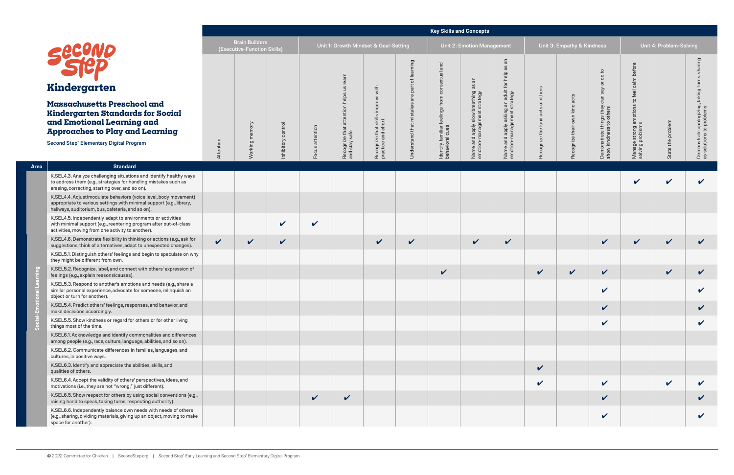# Second Step

## Kindergarten

## Massachusetts Preschool and Kindergarten Standards for Social and Emotional Learning and Approaches to Play and Learning

Second Step® Elementary Digital Program

| | | Key Skills and Concepts | | | | | | | | | | | | | | | |
|---|---|---|---|---|---|---|---|---|---|---|---|---|---|---|---|---|---|
| | | Brain Builders (Executive-Function Skills) | | | Unit 1: Growth Mindset & Goal-Setting | | | | Unit 2: Emotion Management | | | Unit 3: Empathy & Kindness | | | Unit 4: Problem-Solving | | |
| **Area** | **Standard** | Attention | Working memory | Inhibitory control | Focus attention | Recognize that attention helps us learn and stay safe | Recognize that skills improve with practice and effort | Understand that mistakes are part of learning | Identify familiar feelings from contextual and behavioral cues | Name and apply slow breathing as an emotion-management strategy | Name and apply asking an adult for help as an emotion-management strategy | Recognize the kind acts of others | Recognize their own kind acts | Demonstrate things they can say or do to show kindness to others | Manage strong emotions to feel calm before solving problems | State the problem | Demonstrate apologizing, taking turns, sharing as solutions to problems |
| Social-Emotional Learning | K.SEL4.3. Analyze challenging situations and identify healthy ways to address them (e.g., strategies for handling mistakes such as erasing, correcting, starting over, and so on). | | | | | | | | | | | | | | ✔ | ✔ | ✔ |
| | K.SEL4.4. Adjust/modulate behaviors (voice level, body movement) appropriate to various settings with minimal support (e.g., library, hallways, auditorium, bus, cafeteria, and so on). | | | | | | | | | | | | | | | | |
| | K.SEL4.5. Independently adapt to environments or activities with minimal support (e.g., reentering program after out-of-class activities, moving from one activity to another). | | | ✔ | ✔ | | | | | | | | | | | | |
| | K.SEL4.6. Demonstrate flexibility in thinking or actions (e.g., ask for suggestions, think of alternatives, adapt to unexpected changes). | ✔ | ✔ | ✔ | | | ✔ | ✔ | | ✔ | ✔ | | | ✔ | ✔ | ✔ | ✔ |
| | K.SEL5.1. Distinguish others' feelings and begin to speculate on why they might be different from own. | | | | | | | | | | | | | | | | |
| | K.SEL5.2. Recognize, label, and connect with others' expression of feelings (e.g., explain reasons/causes). | | | | | | | | ✔ | | | ✔ | ✔ | ✔ | | ✔ | ✔ |
| | K.SEL5.3. Respond to another's emotions and needs (e.g., share a similar personal experience, advocate for someone, relinquish an object or turn for another). | | | | | | | | | | | | | ✔ | | | ✔ |
| | K.SEL5.4. Predict others' feelings, responses, and behavior, and make decisions accordingly. | | | | | | | | | | | | | ✔ | | | ✔ |
| | K.SEL5.5. Show kindness or regard for others or for other living things most of the time. | | | | | | | | | | | | | ✔ | | | ✔ |
| | K.SEL6.1. Acknowledge and identify commonalities and differences among people (e.g., race, culture, language, abilities, and so on). | | | | | | | | | | | | | | | | |
| | K.SEL6.2. Communicate differences in families, languages, and cultures, in positive ways. | | | | | | | | | | | | | | | | |
| | K.SEL6.3. Identify and appreciate the abilities, skills, and qualities of others. | | | | | | | | | | | ✔ | | | | | |
| | K.SEL6.4. Accept the validity of others' perspectives, ideas, and motivations (i.e., they are not "wrong," just different). | | | | | | | | | | | ✔ | | ✔ | | ✔ | ✔ |
| | K.SEL6.5. Show respect for others by using social conventions (e.g., raising hand to speak, taking turns, respecting authority). | | | | ✔ | ✔ | | | | | | | | ✔ | | | ✔ |
| | K.SEL6.6. Independently balance own needs with needs of others (e.g., sharing, dividing materials, giving up an object, moving to make space for another). | | | | | | | | | | | | | ✔ | | | ✔ |

© 2022 Committee for Children | SecondStep.org | Second Step® Early Learning and Second Step® Elementary Digital Program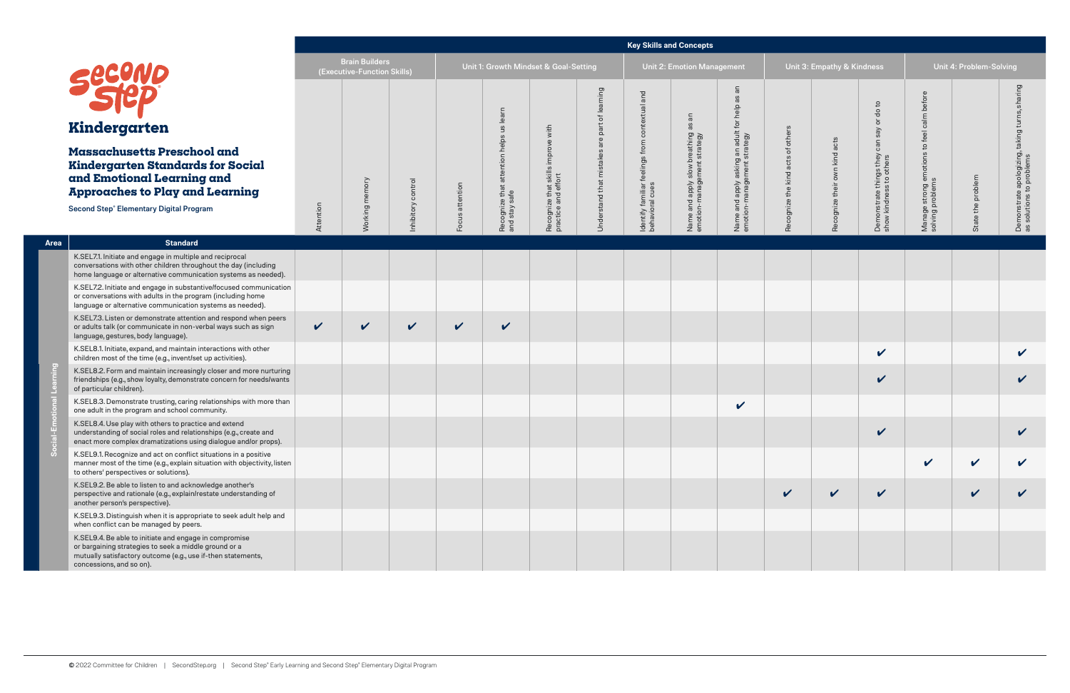# Second Step

## Kindergarten

### Massachusetts Preschool and Kindergarten Standards for Social and Emotional Learning and Approaches to Play and Learning

**Second Step® Elementary Digital Program**

| Area | Standard | Brain Builders (Executive-Function Skills): Attention | Brain Builders: Working memory | Brain Builders: Inhibitory control | Unit 1: Growth Mindset & Goal-Setting: Focus attention | Unit 1: Recognize that attention helps us learn and stay safe | Unit 1: Recognize that skills improve with practice and effort | Unit 1: Understand that mistakes are part of learning | Unit 2: Emotion Management: Identify familiar feelings from contextual and behavioral cues | Unit 2: Name and apply slow breathing as an emotion-management strategy | Unit 2: Name and apply asking an adult for help as an emotion-management strategy | Unit 3: Empathy & Kindness: Recognize the kind acts of others | Unit 3: Recognize their own kind acts | Unit 3: Demonstrate things they can say or do to show kindness to others | Unit 4: Problem-Solving: Manage strong emotions to feel calm before solving problems | Unit 4: State the problem | Unit 4: Demonstrate apologizing, taking turns, sharing as solutions to problems |
|---|---|---|---|---|---|---|---|---|---|---|---|---|---|---|---|---|---|
| Social-Emotional Learning | K.SEL7.1. Initiate and engage in multiple and reciprocal conversations with other children throughout the day (including home language or alternative communication systems as needed). | | | | | | | | | | | | | | | | |
| | K.SEL7.2. Initiate and engage in substantive/focused communication or conversations with adults in the program (including home language or alternative communication systems as needed). | | | | | | | | | | | | | | | | |
| | K.SEL7.3. Listen or demonstrate attention and respond when peers or adults talk (or communicate in non-verbal ways such as sign language, gestures, body language). | ✔ | ✔ | ✔ | ✔ | ✔ | | | | | | | | | | | |
| | K.SEL8.1. Initiate, expand, and maintain interactions with other children most of the time (e.g., invent/set up activities). | | | | | | | | | | | | | ✔ | | | ✔ |
| | K.SEL8.2. Form and maintain increasingly closer and more nurturing friendships (e.g., show loyalty, demonstrate concern for needs/wants of particular children). | | | | | | | | | | | | | ✔ | | | ✔ |
| | K.SEL8.3. Demonstrate trusting, caring relationships with more than one adult in the program and school community. | | | | | | | | | | ✔ | | | | | | |
| | K.SEL8.4. Use play with others to practice and extend understanding of social roles and relationships (e.g., create and enact more complex dramatizations using dialogue and/or props). | | | | | | | | | | | | | ✔ | | | ✔ |
| | K.SEL9.1. Recognize and act on conflict situations in a positive manner most of the time (e.g., explain situation with objectivity, listen to others' perspectives or solutions). | | | | | | | | | | | | | | ✔ | ✔ | ✔ |
| | K.SEL9.2. Be able to listen to and acknowledge another's perspective and rationale (e.g., explain/restate understanding of another person's perspective). | | | | | | | | | | | ✔ | ✔ | ✔ | | ✔ | ✔ |
| | K.SEL9.3. Distinguish when it is appropriate to seek adult help and when conflict can be managed by peers. | | | | | | | | | | | | | | | | |
| | K.SEL9.4. Be able to initiate and engage in compromise or bargaining strategies to seek a middle ground or a mutually satisfactory outcome (e.g., use if-then statements, concessions, and so on). | | | | | | | | | | | | | | | | |

© 2022 Committee for Children | SecondStep.org | Second Step® Early Learning and Second Step® Elementary Digital Program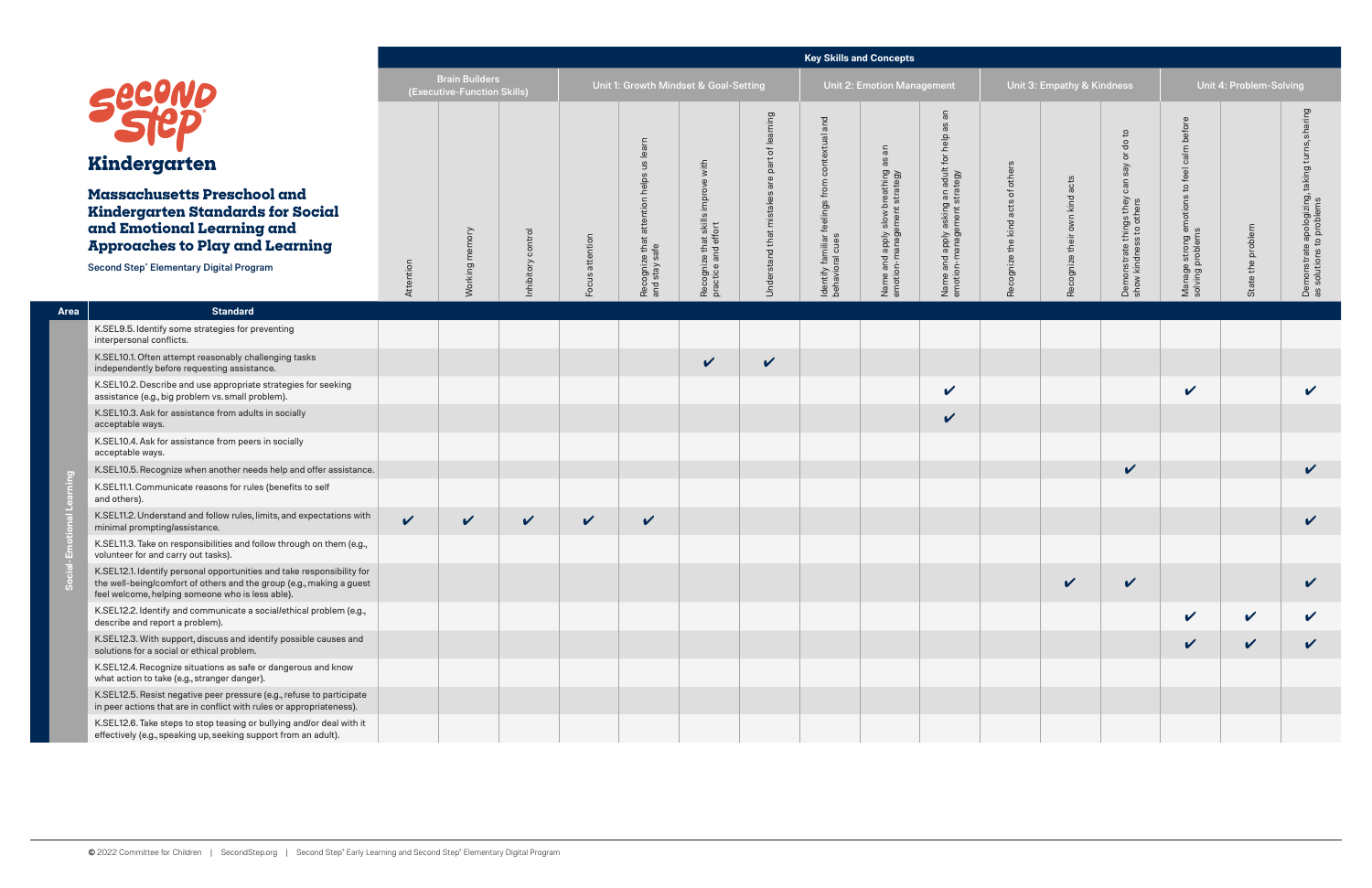# Second Step® Kindergarten

## Massachusetts Preschool and Kindergarten Standards for Social and Emotional Learning and Approaches to Play and Learning

Second Step® Elementary Digital Program

| Area | Standard | Key Skills and Concepts | | | | | | | | | | | | | | | |
|---|---|---|---|---|---|---|---|---|---|---|---|---|---|---|---|---|---|
| | | Brain Builders (Executive-Function Skills) | | | Unit 1: Growth Mindset & Goal-Setting | | | | Unit 2: Emotion Management | | | Unit 3: Empathy & Kindness | | | Unit 4: Problem-Solving | | |
| | | Attention | Working memory | Inhibitory control | Focus attention | Recognize that attention helps us learn and stay safe | Recognize that skills improve with practice and effort | Understand that mistakes are part of learning | Identify familiar feelings from contextual and behavioral cues | Name and apply slow breathing as an emotion-management strategy | Name and apply asking an adult for help as an emotion-management strategy | Recognize the kind acts of others | Recognize their own kind acts | Demonstrate things they can say or do to show kindness to others | Manage strong emotions to feel calm before solving problems | State the problem | Demonstrate apologizing, taking turns, sharing as solutions to problems |
| Social-Emotional Learning | K.SEL9.5. Identify some strategies for preventing interpersonal conflicts. | | | | | | | | | | | | | | | | |
| | K.SEL10.1. Often attempt reasonably challenging tasks independently before requesting assistance. | | | | | | ✔ | ✔ | | | | | | | | | |
| | K.SEL10.2. Describe and use appropriate strategies for seeking assistance (e.g., big problem vs. small problem). | | | | | | | | | | ✔ | | | | ✔ | | ✔ |
| | K.SEL10.3. Ask for assistance from adults in socially acceptable ways. | | | | | | | | | | ✔ | | | | | | |
| | K.SEL10.4. Ask for assistance from peers in socially acceptable ways. | | | | | | | | | | | | | | | | |
| | K.SEL10.5. Recognize when another needs help and offer assistance. | | | | | | | | | | | | | ✔ | | | ✔ |
| | K.SEL11.1. Communicate reasons for rules (benefits to self and others). | | | | | | | | | | | | | | | | |
| | K.SEL11.2. Understand and follow rules, limits, and expectations with minimal prompting/assistance. | ✔ | ✔ | ✔ | ✔ | ✔ | | | | | | | | | | | ✔ |
| | K.SEL11.3. Take on responsibilities and follow through on them (e.g., volunteer for and carry out tasks). | | | | | | | | | | | | | | | | |
| | K.SEL12.1. Identify personal opportunities and take responsibility for the well-being/comfort of others and the group (e.g., making a guest feel welcome, helping someone who is less able). | | | | | | | | | | | | ✔ | ✔ | | | ✔ |
| | K.SEL12.2. Identify and communicate a social/ethical problem (e.g., describe and report a problem). | | | | | | | | | | | | | | ✔ | ✔ | ✔ |
| | K.SEL12.3. With support, discuss and identify possible causes and solutions for a social or ethical problem. | | | | | | | | | | | | | | ✔ | ✔ | ✔ |
| | K.SEL12.4. Recognize situations as safe or dangerous and know what action to take (e.g., stranger danger). | | | | | | | | | | | | | | | | |
| | K.SEL12.5. Resist negative peer pressure (e.g., refuse to participate in peer actions that are in conflict with rules or appropriateness). | | | | | | | | | | | | | | | | |
| | K.SEL12.6. Take steps to stop teasing or bullying and/or deal with it effectively (e.g., speaking up, seeking support from an adult). | | | | | | | | | | | | | | | | |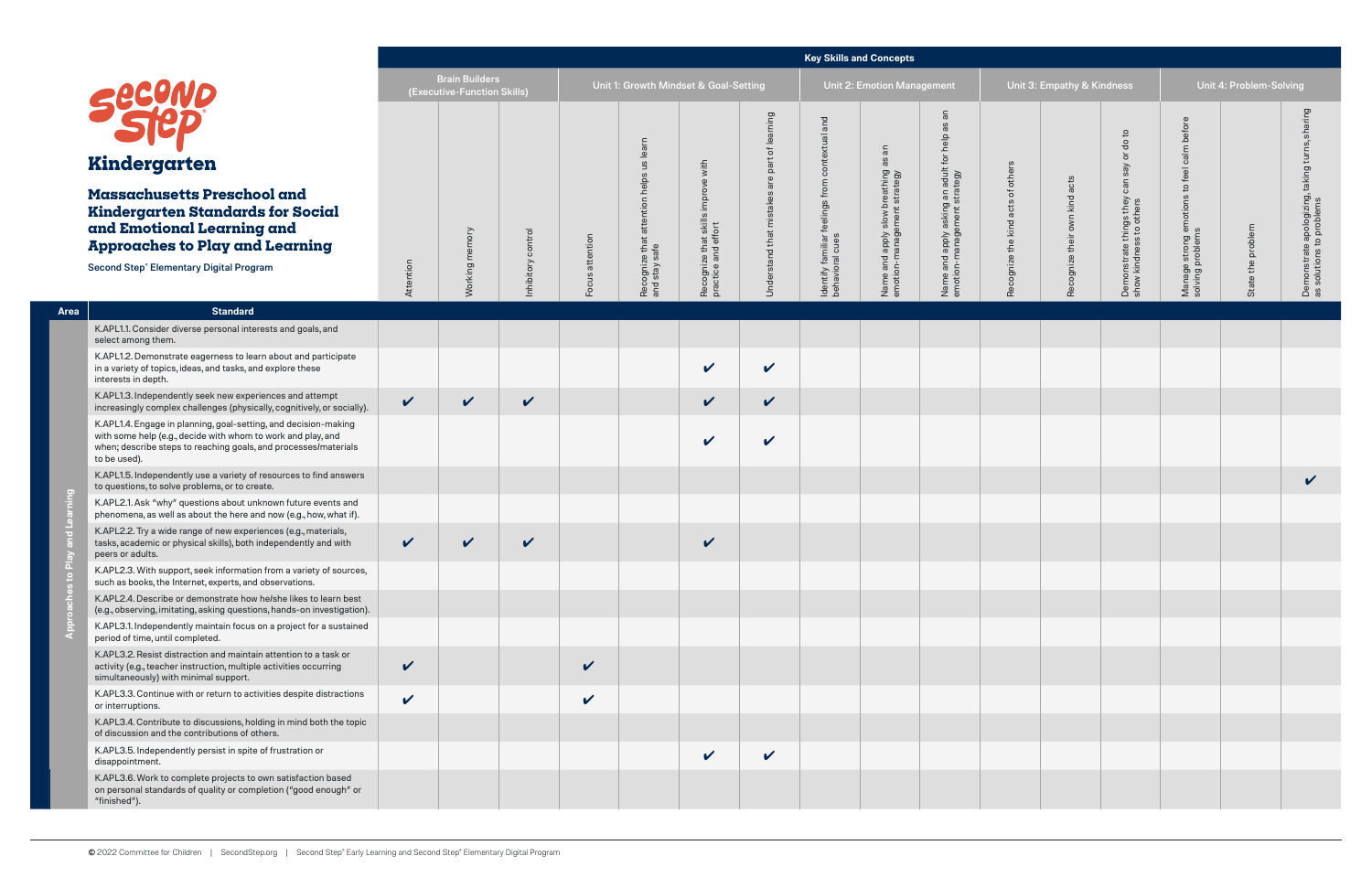# Second Step

## Kindergarten

## Massachusetts Preschool and Kindergarten Standards for Social and Emotional Learning and Approaches to Play and Learning

Second Step® Elementary Digital Program

| Area | Standard | Brain Builders (Executive-Function Skills): Attention | Brain Builders (Executive-Function Skills): Working memory | Brain Builders (Executive-Function Skills): Inhibitory control | Unit 1: Growth Mindset & Goal-Setting: Focus attention | Unit 1: Growth Mindset & Goal-Setting: Recognize that attention helps us learn and stay safe | Unit 1: Growth Mindset & Goal-Setting: Recognize that skills improve with practice and effort | Unit 1: Growth Mindset & Goal-Setting: Understand that mistakes are part of learning | Unit 2: Emotion Management: Identify familiar feelings from contextual and behavioral cues | Unit 2: Emotion Management: Name and apply slow breathing as an emotion-management strategy | Unit 2: Emotion Management: Name and apply asking an adult for help as an emotion-management strategy | Unit 3: Empathy & Kindness: Recognize the kind acts of others | Unit 3: Empathy & Kindness: Recognize their own kind acts | Unit 3: Empathy & Kindness: Demonstrate things they can say or do to show kindness to others | Unit 4: Problem-Solving: Manage strong emotions to feel calm before solving problems | Unit 4: Problem-Solving: State the problem | Unit 4: Problem-Solving: Demonstrate apologizing, taking turns, sharing as solutions to problems |
|---|---|---|---|---|---|---|---|---|---|---|---|---|---|---|---|---|---|
| Approaches to Play and Learning | K.APL1.1. Consider diverse personal interests and goals, and select among them. | | | | | | | | | | | | | | | | |
| | K.APL1.2. Demonstrate eagerness to learn about and participate in a variety of topics, ideas, and tasks, and explore these interests in depth. | | | | | | ✔ | ✔ | | | | | | | | | |
| | K.APL1.3. Independently seek new experiences and attempt increasingly complex challenges (physically, cognitively, or socially). | ✔ | ✔ | ✔ | | | ✔ | ✔ | | | | | | | | | |
| | K.APL1.4. Engage in planning, goal-setting, and decision-making with some help (e.g., decide with whom to work and play, and when; describe steps to reaching goals, and processes/materials to be used). | | | | | | ✔ | ✔ | | | | | | | | | |
| | K.APL1.5. Independently use a variety of resources to find answers to questions, to solve problems, or to create. | | | | | | | | | | | | | | | | ✔ |
| | K.APL2.1. Ask "why" questions about unknown future events and phenomena, as well as about the here and now (e.g., how, what if). | | | | | | | | | | | | | | | | |
| | K.APL2.2. Try a wide range of new experiences (e.g., materials, tasks, academic or physical skills), both independently and with peers or adults. | ✔ | ✔ | ✔ | | | ✔ | | | | | | | | | | |
| | K.APL2.3. With support, seek information from a variety of sources, such as books, the Internet, experts, and observations. | | | | | | | | | | | | | | | | |
| | K.APL2.4. Describe or demonstrate how he/she likes to learn best (e.g., observing, imitating, asking questions, hands-on investigation). | | | | | | | | | | | | | | | | |
| | K.APL3.1. Independently maintain focus on a project for a sustained period of time, until completed. | | | | | | | | | | | | | | | | |
| | K.APL3.2. Resist distraction and maintain attention to a task or activity (e.g., teacher instruction, multiple activities occurring simultaneously) with minimal support. | ✔ | | | ✔ | | | | | | | | | | | | |
| | K.APL3.3. Continue with or return to activities despite distractions or interruptions. | ✔ | | | ✔ | | | | | | | | | | | | |
| | K.APL3.4. Contribute to discussions, holding in mind both the topic of discussion and the contributions of others. | | | | | | | | | | | | | | | | |
| | K.APL3.5. Independently persist in spite of frustration or disappointment. | | | | | | ✔ | ✔ | | | | | | | | | |
| | K.APL3.6. Work to complete projects to own satisfaction based on personal standards of quality or completion ("good enough" or "finished"). | | | | | | | | | | | | | | | | |

© 2022 Committee for Children | SecondStep.org | Second Step® Early Learning and Second Step® Elementary Digital Program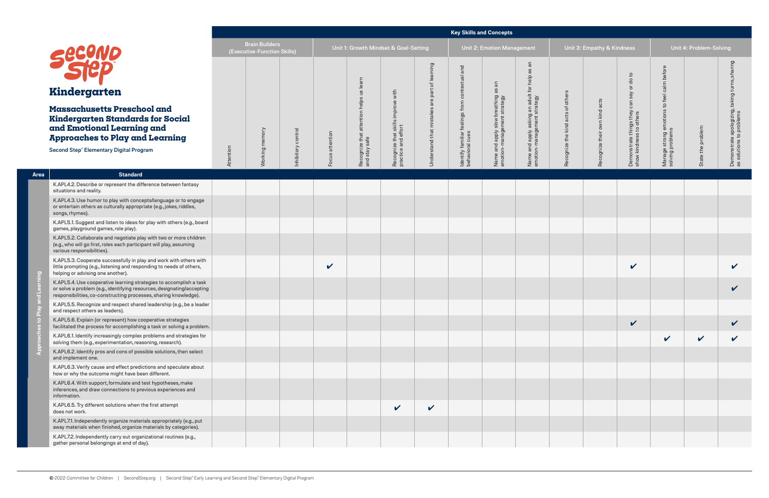# Kindergarten

## Massachusetts Preschool and Kindergarten Standards for Social and Emotional Learning and Approaches to Play and Learning

Second Step® Elementary Digital Program

| Area | Standard | Brain Builders (Executive-Function Skills) | | | Unit 1: Growth Mindset & Goal-Setting | | | | Unit 2: Emotion Management | | | Unit 3: Empathy & Kindness | | | Unit 4: Problem-Solving | | |
|---|---|---|---|---|---|---|---|---|---|---|---|---|---|---|---|---|---|
| | | Attention | Working memory | Inhibitory control | Focus attention | Recognize that attention helps us learn and stay safe | Recognize that skills improve with practice and effort | Understand that mistakes are part of learning | Identify familiar feelings from contextual and behavioral cues | Name and apply slow breathing as an emotion-management strategy | Name and apply asking an adult for help as an emotion-management strategy | Recognize the kind acts of others | Recognize their own kind acts | Demonstrate things they can say or do to show kindness to others | Manage strong emotions to feel calm before solving problems | State the problem | Demonstrate apologizing, taking turns, sharing as solutions to problems |
| Approaches to Play and Learning | K.APL4.2. Describe or represent the difference between fantasy situations and reality. | | | | | | | | | | | | | | | | |
| | K.APL4.3. Use humor to play with concepts/language or to engage or entertain others as culturally appropriate (e.g., jokes, riddles, songs, rhymes). | | | | | | | | | | | | | | | | |
| | K.APL5.1. Suggest and listen to ideas for play with others (e.g., board games, playground games, role play). | | | | | | | | | | | | | | | | |
| | K.APL5.2. Collaborate and negotiate play with two or more children (e.g., who will go first, roles each participant will play, assuming various responsibilities). | | | | | | | | | | | | | | | | |
| | K.APL5.3. Cooperate successfully in play and work with others with little prompting (e.g., listening and responding to needs of others, helping or advising one another). | | | | ✔ | | | | | | | | | ✔ | | | ✔ |
| | K.APL5.4. Use cooperative learning strategies to accomplish a task or solve a problem (e.g., identifying resources, designating/accepting responsibilities, co-constructing processes, sharing knowledge). | | | | | | | | | | | | | | | | ✔ |
| | K.APL5.5. Recognize and respect shared leadership (e.g., be a leader and respect others as leaders). | | | | | | | | | | | | | | | | |
| | K.APL5.6. Explain (or represent) how cooperative strategies facilitated the process for accomplishing a task or solving a problem. | | | | | | | | | | | | | ✔ | | | ✔ |
| | K.APL6.1. Identify increasingly complex problems and strategies for solving them (e.g., experimentation, reasoning, research). | | | | | | | | | | | | | | ✔ | ✔ | ✔ |
| | K.APL6.2. Identify pros and cons of possible solutions, then select and implement one. | | | | | | | | | | | | | | | | |
| | K.APL6.3. Verify cause and effect predictions and speculate about how or why the outcome might have been different. | | | | | | | | | | | | | | | | |
| | K.APL6.4. With support, formulate and test hypotheses, make inferences, and draw connections to previous experiences and information. | | | | | | | | | | | | | | | | |
| | K.APL6.5. Try different solutions when the first attempt does not work. | | | | | | ✔ | ✔ | | | | | | | | | |
| | K.APL7.1. Independently organize materials appropriately (e.g., put away materials when finished, organize materials by categories). | | | | | | | | | | | | | | | | |
| | K.APL7.2. Independently carry out organizational routines (e.g., gather personal belongings at end of day). | | | | | | | | | | | | | | | | |

© 2022 Committee for Children | SecondStep.org | Second Step® Early Learning and Second Step® Elementary Digital Program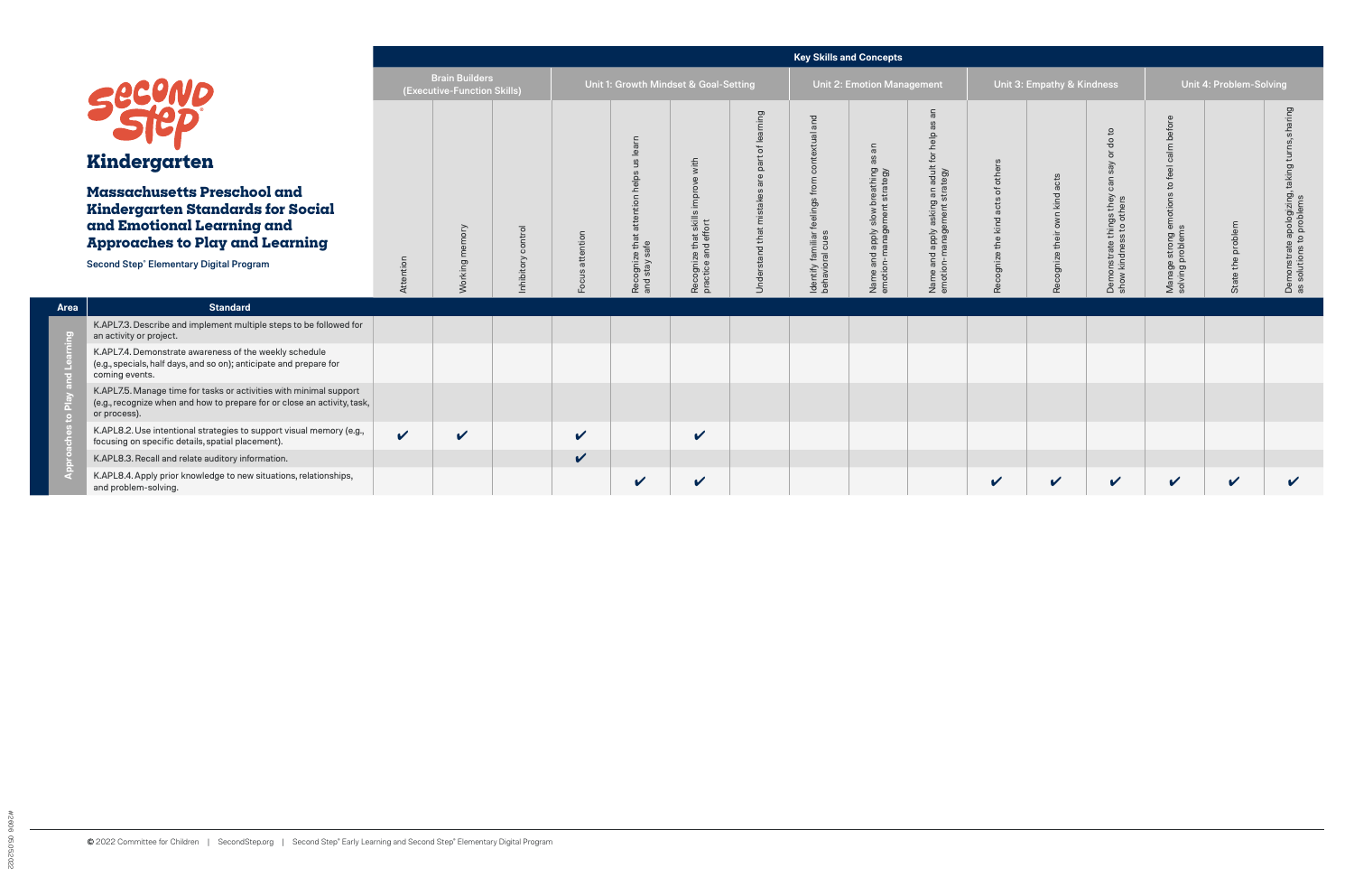# Second Step

## Kindergarten

## Massachusetts Preschool and Kindergarten Standards for Social and Emotional Learning and Approaches to Play and Learning

**Second Step® Elementary Digital Program**

| | | Key Skills and Concepts | | | | | | | | | | | | | | | |
|---|---|---|---|---|---|---|---|---|---|---|---|---|---|---|---|---|---|
| | | Brain Builders (Executive-Function Skills) | | | Unit 1: Growth Mindset & Goal-Setting | | | | Unit 2: Emotion Management | | | Unit 3: Empathy & Kindness | | | Unit 4: Problem-Solving | | |
| **Area** | **Standard** | Attention | Working memory | Inhibitory control | Focus attention | Recognize that attention helps us learn and stay safe | Recognize that skills improve with practice and effort | Understand that mistakes are part of learning | Identify familiar feelings from contextual and behavioral cues | Name and apply slow breathing as an emotion-management strategy | Name and apply asking an adult for help as an emotion-management strategy | Recognize the kind acts of others | Recognize their own kind acts | Demonstrate things they can say or do to show kindness to others | Manage strong emotions to feel calm before solving problems | State the problem | Demonstrate apologizing, taking turns, sharing as solutions to problems |
| Approaches to Play and Learning | K.APL7.3. Describe and implement multiple steps to be followed for an activity or project. | | | | | | | | | | | | | | | | |
| | K.APL7.4. Demonstrate awareness of the weekly schedule (e.g., specials, half days, and so on); anticipate and prepare for coming events. | | | | | | | | | | | | | | | | |
| | K.APL7.5. Manage time for tasks or activities with minimal support (e.g., recognize when and how to prepare for or close an activity, task, or process). | | | | | | | | | | | | | | | | |
| | K.APL8.2. Use intentional strategies to support visual memory (e.g., focusing on specific details, spatial placement). | ✔ | ✔ | | ✔ | | ✔ | | | | | | | | | | |
| | K.APL8.3. Recall and relate auditory information. | | | | ✔ | | | | | | | | | | | | |
| | K.APL8.4. Apply prior knowledge to new situations, relationships, and problem-solving. | | | | | ✔ | ✔ | | | | | ✔ | ✔ | ✔ | ✔ | ✔ | ✔ |